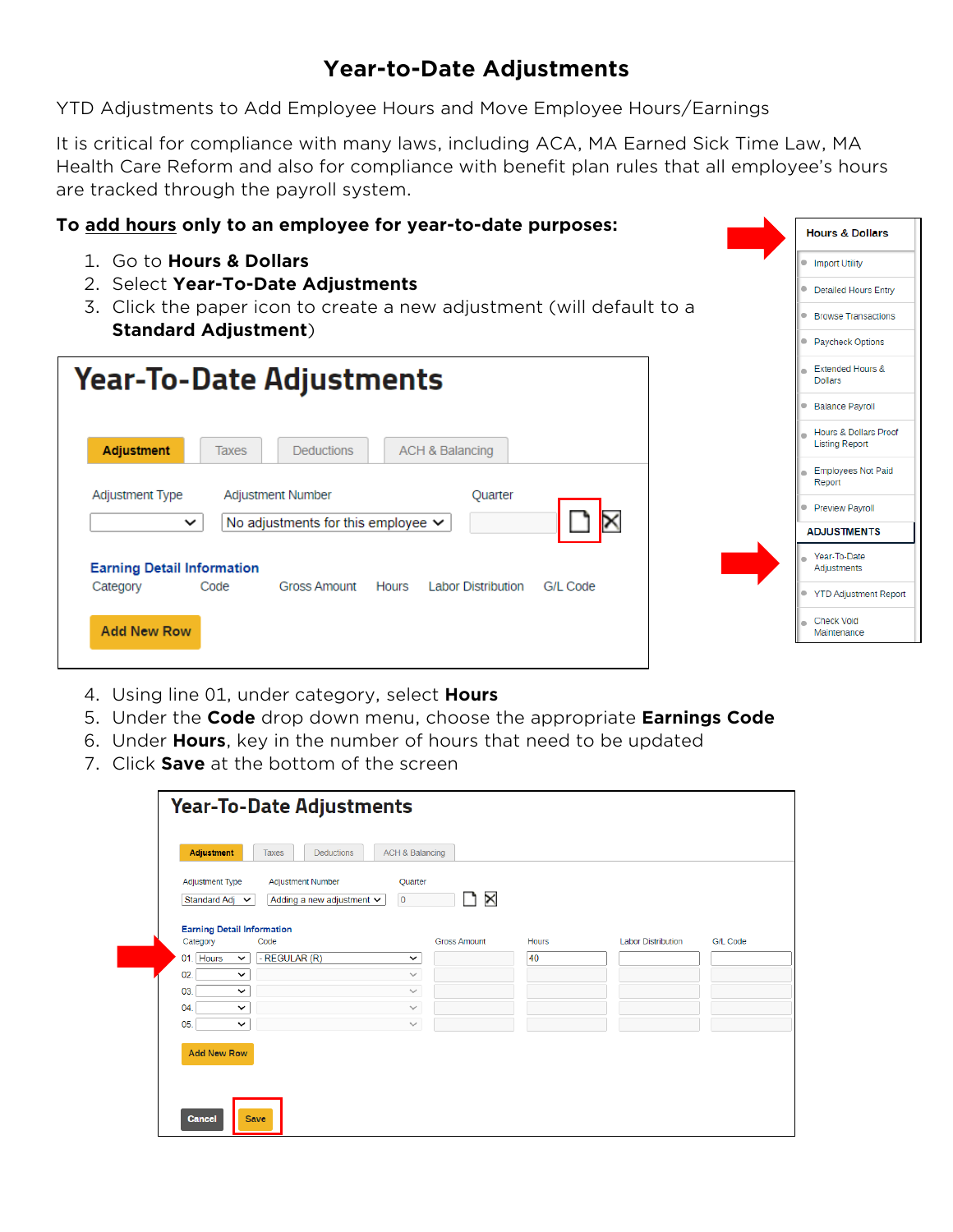# Year-to-Date Adjustments

YTD Adjustments to Add Employee Hours and Move Employee Hours/Earnings

It is critical for compliance with many laws, including ACA, MA Earned Sick Time Law, MA Health Care Reform and also for compliance with benefit plan rules that all employee's hours are tracked through the payroll system.

**To add hours only to an employee for year-to-date purposes:**

1. Go to **Hours & Dollars**
2. Select **Year-To-Date Adjustments**
3. Click the paper icon to create a new adjustment (will default to a **Standard Adjustment**)

4. Using line 01, under category, select **Hours**
5. Under the **Code** drop down menu, choose the appropriate **Earnings Code**
6. Under **Hours**, key in the number of hours that need to be updated
7. Click **Save** at the bottom of the screen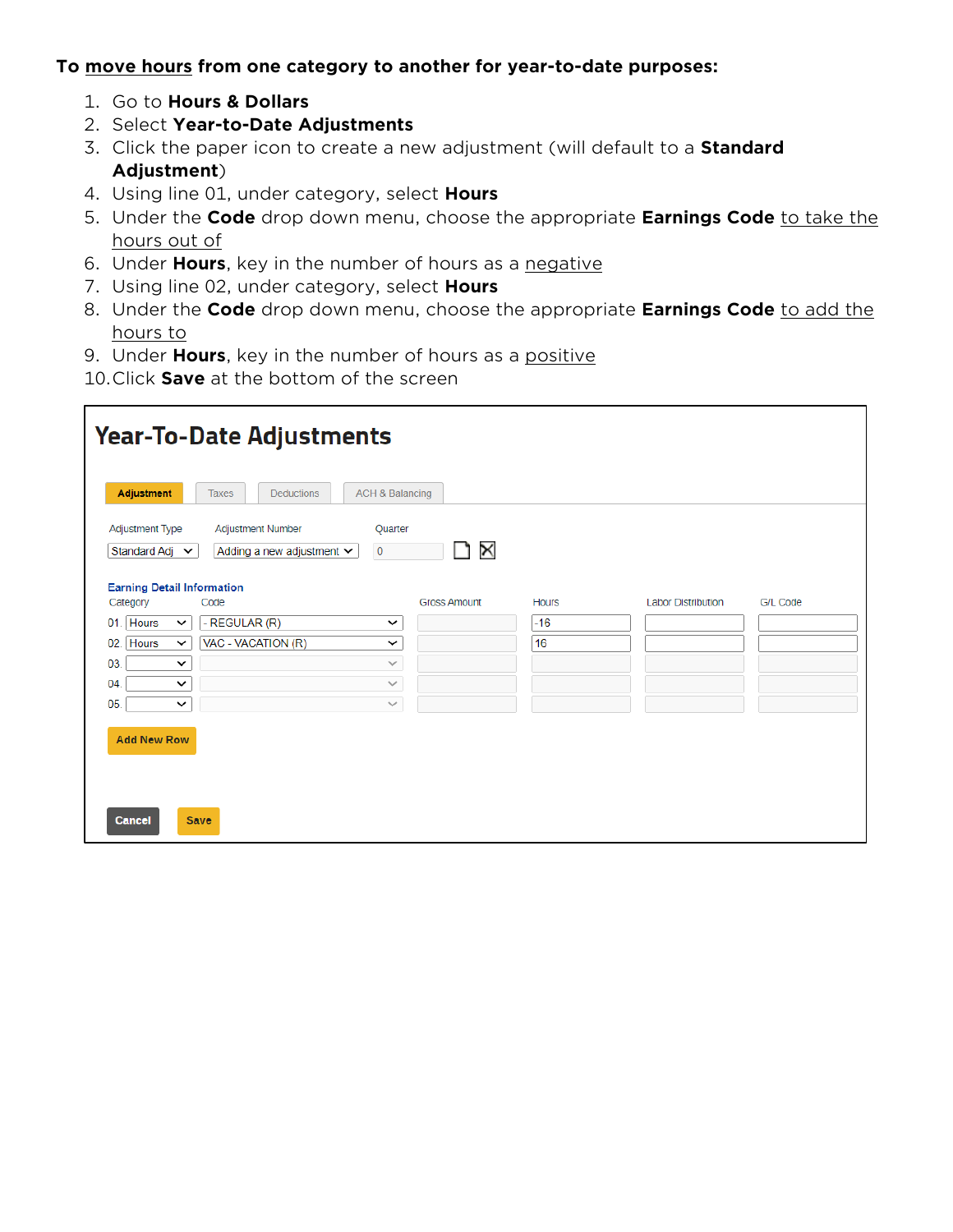**To <u>move hours</u> from one category to another for year-to-date purposes:**

1. Go to **Hours & Dollars**
2. Select **Year-to-Date Adjustments**
3. Click the paper icon to create a new adjustment (will default to a **Standard Adjustment**)
4. Using line 01, under category, select **Hours**
5. Under the **Code** drop down menu, choose the appropriate **Earnings Code** <u>to take the hours out of</u>
6. Under **Hours**, key in the number of hours as a <u>negative</u>
7. Using line 02, under category, select **Hours**
8. Under the **Code** drop down menu, choose the appropriate **Earnings Code** <u>to add the hours to</u>
9. Under **Hours**, key in the number of hours as a <u>positive</u>
10. Click **Save** at the bottom of the screen

## Year-To-Date Adjustments

Adjustment | Taxes | Deductions | ACH & Balancing

| Adjustment Type | Adjustment Number | Quarter |
|---|---|---|
| Standard Adj | Adding a new adjustment | 0 |

**Earning Detail Information**

| | Category | Code | Gross Amount | Hours | Labor Distribution | G/L Code |
|---|---|---|---|---|---|---|
| 01. | Hours | - REGULAR (R) | | -16 | | |
| 02. | Hours | VAC - VACATION (R) | | 16 | | |
| 03. | | | | | | |
| 04. | | | | | | |
| 05. | | | | | | |

Add New Row

Cancel | Save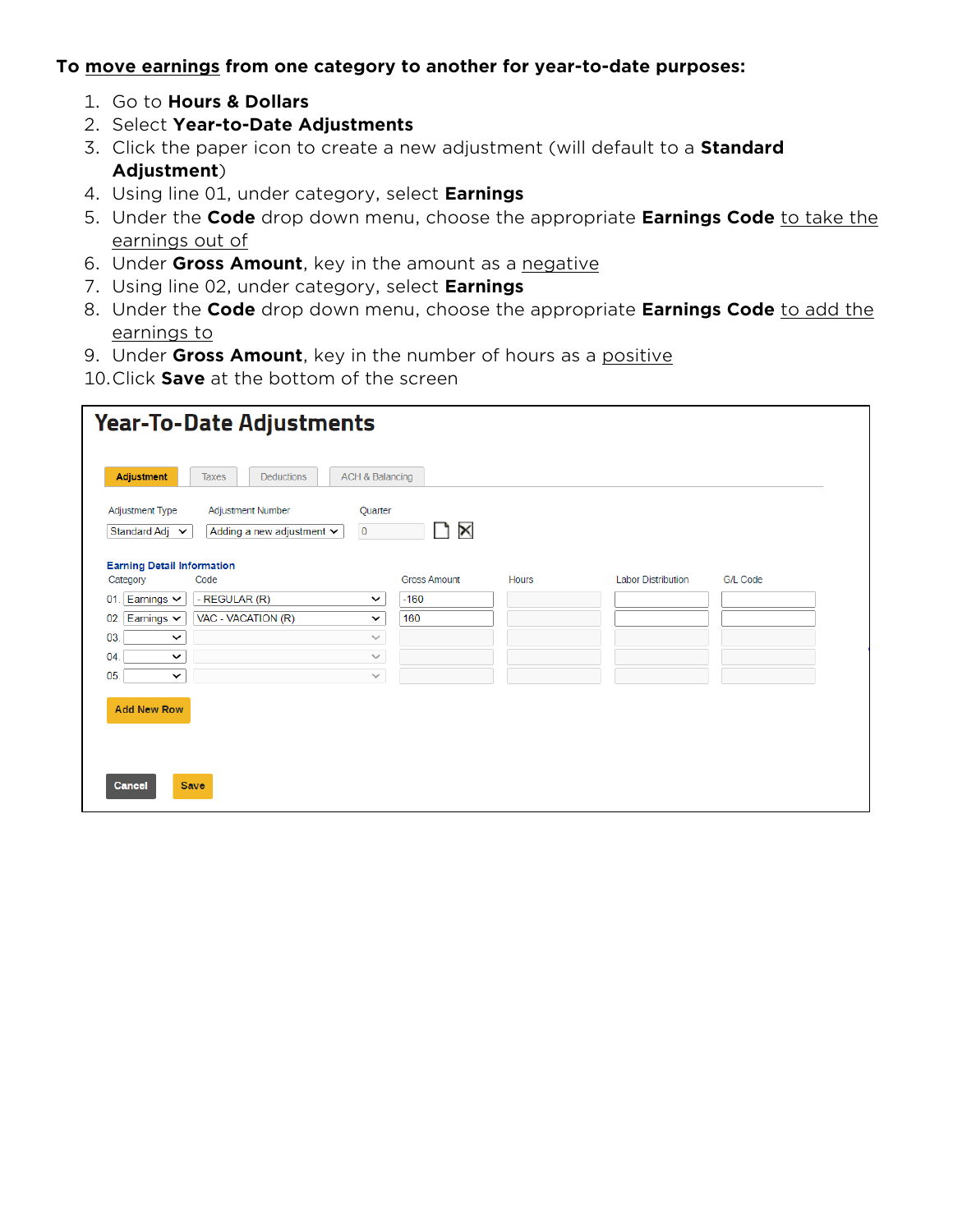**To <u>move earnings</u> from one category to another for year-to-date purposes:**

1. Go to **Hours & Dollars**
2. Select **Year-to-Date Adjustments**
3. Click the paper icon to create a new adjustment (will default to a **Standard Adjustment**)
4. Using line 01, under category, select **Earnings**
5. Under the **Code** drop down menu, choose the appropriate **Earnings Code** <u>to take the earnings out of</u>
6. Under **Gross Amount**, key in the amount as a <u>negative</u>
7. Using line 02, under category, select **Earnings**
8. Under the **Code** drop down menu, choose the appropriate **Earnings Code** <u>to add the earnings to</u>
9. Under **Gross Amount**, key in the number of hours as a <u>positive</u>
10. Click **Save** at the bottom of the screen

## Year-To-Date Adjustments

Adjustment | Taxes | Deductions | ACH & Balancing

Adjustment Type: Standard Adj
Adjustment Number: Adding a new adjustment
Quarter: 0

**Earning Detail Information**

| | Category | Code | Gross Amount | Hours | Labor Distribution | G/L Code |
|---|---|---|---|---|---|---|
| 01. | Earnings | - REGULAR (R) | -160 | | | |
| 02 | Earnings | VAC - VACATION (R) | 160 | | | |
| 03. | | | | | | |
| 04. | | | | | | |
| 05 | | | | | | |

Add New Row

Cancel | Save